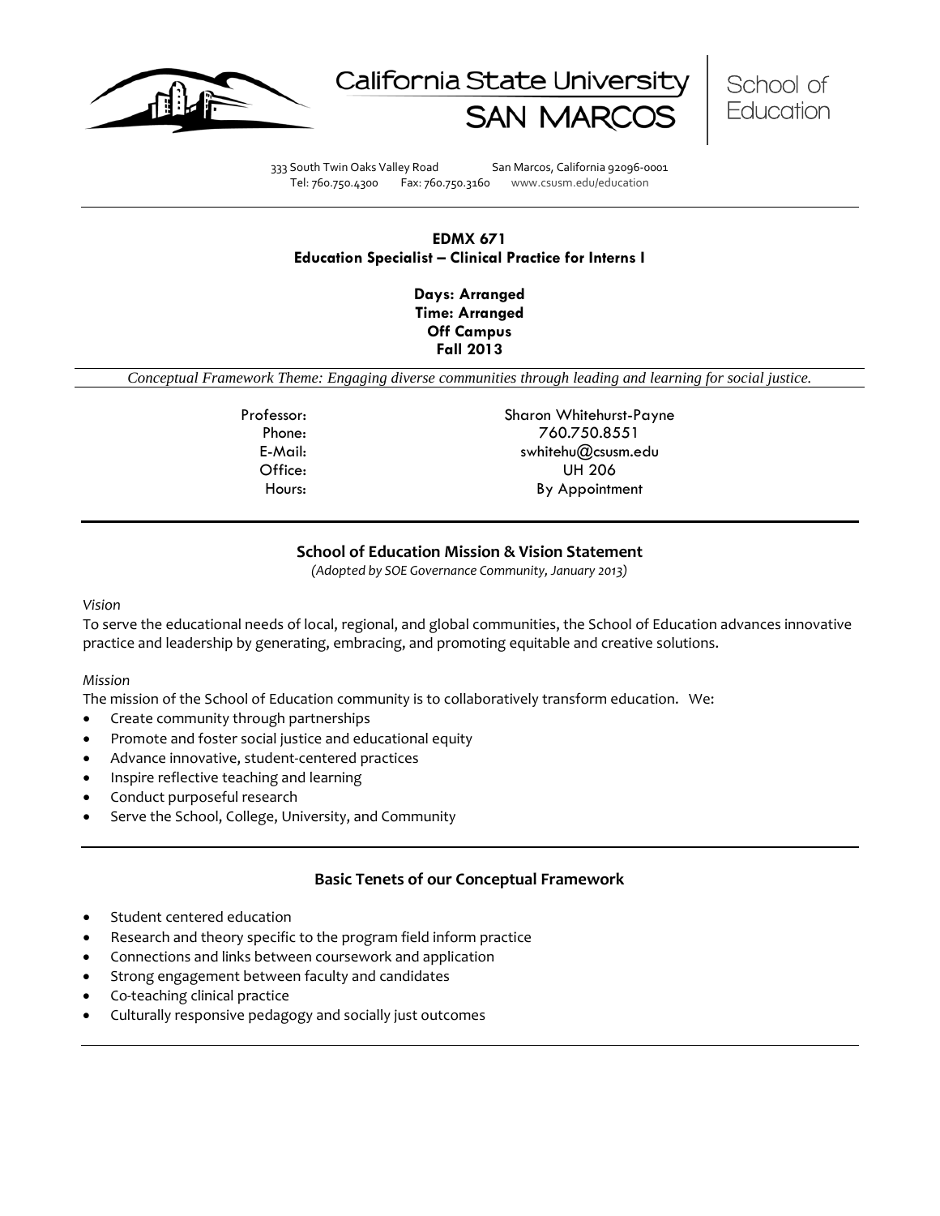California State University SAN MARCOS | School of Education

333 South Twin Oaks Valley Road San Marcos, California 92096-0001
Tel: 760.750.4300 Fax: 760.750.3160 www.csusm.edu/education

---

**EDMX 671**
**Education Specialist – Clinical Practice for Interns I**

**Days: Arranged**
**Time: Arranged**
**Off Campus**
**Fall 2013**

*Conceptual Framework Theme: Engaging diverse communities through leading and learning for social justice.*

| | |
|---|---|
| Professor: | Sharon Whitehurst-Payne |
| Phone: | 760.750.8551 |
| E-Mail: | swhitehu@csusm.edu |
| Office: | UH 206 |
| Hours: | By Appointment |

---

## School of Education Mission & Vision Statement

*(Adopted by SOE Governance Community, January 2013)*

*Vision*

To serve the educational needs of local, regional, and global communities, the School of Education advances innovative practice and leadership by generating, embracing, and promoting equitable and creative solutions.

*Mission*

The mission of the School of Education community is to collaboratively transform education. We:

- Create community through partnerships
- Promote and foster social justice and educational equity
- Advance innovative, student-centered practices
- Inspire reflective teaching and learning
- Conduct purposeful research
- Serve the School, College, University, and Community

---

## Basic Tenets of our Conceptual Framework

- Student centered education
- Research and theory specific to the program field inform practice
- Connections and links between coursework and application
- Strong engagement between faculty and candidates
- Co-teaching clinical practice
- Culturally responsive pedagogy and socially just outcomes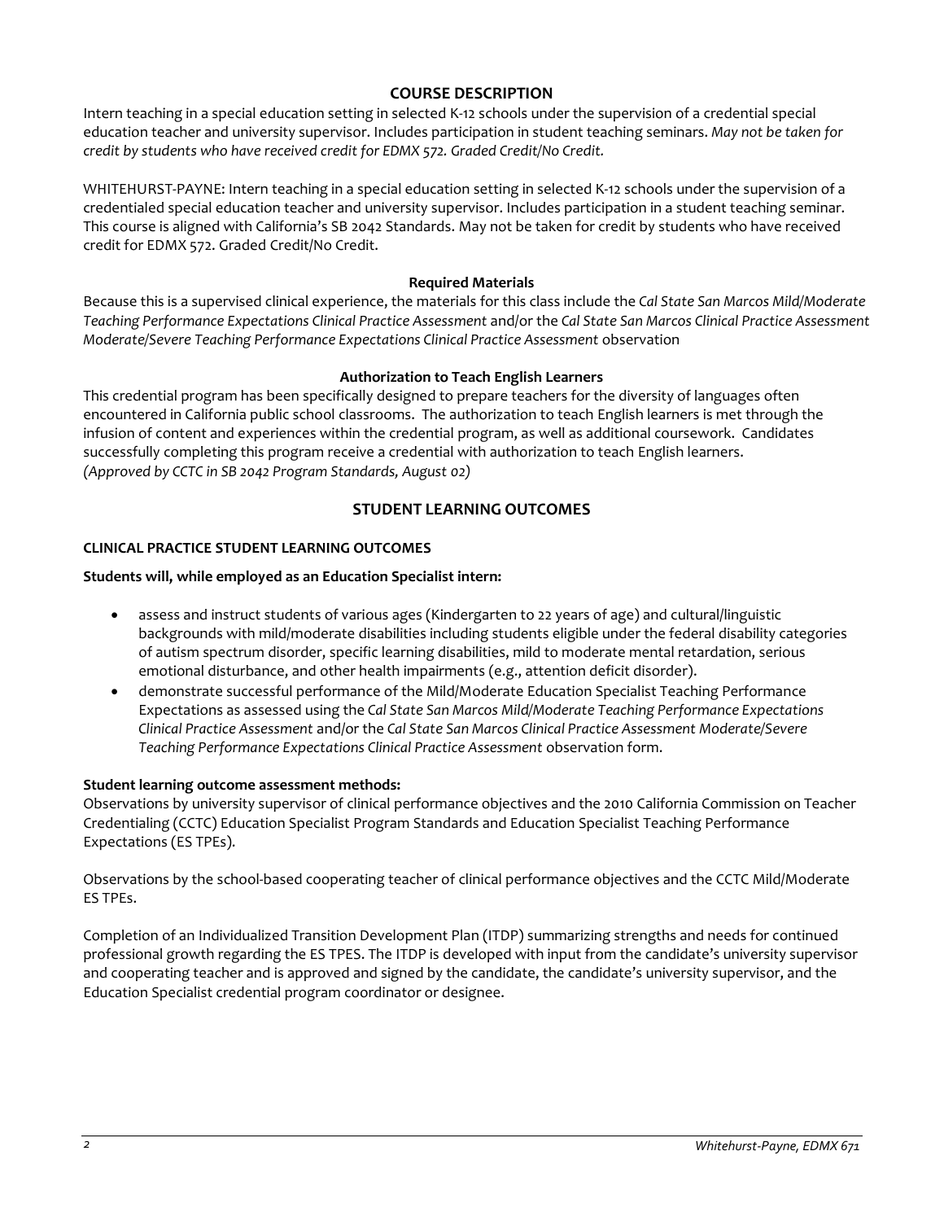## COURSE DESCRIPTION

Intern teaching in a special education setting in selected K-12 schools under the supervision of a credential special education teacher and university supervisor. Includes participation in student teaching seminars. *May not be taken for credit by students who have received credit for EDMX 572. Graded Credit/No Credit.*

WHITEHURST-PAYNE: Intern teaching in a special education setting in selected K-12 schools under the supervision of a credentialed special education teacher and university supervisor. Includes participation in a student teaching seminar. This course is aligned with California's SB 2042 Standards. May not be taken for credit by students who have received credit for EDMX 572. Graded Credit/No Credit.

### Required Materials

Because this is a supervised clinical experience, the materials for this class include the *Cal State San Marcos Mild/Moderate Teaching Performance Expectations Clinical Practice Assessment* and/or the *Cal State San Marcos Clinical Practice Assessment Moderate/Severe Teaching Performance Expectations Clinical Practice Assessment* observation

### Authorization to Teach English Learners

This credential program has been specifically designed to prepare teachers for the diversity of languages often encountered in California public school classrooms. The authorization to teach English learners is met through the infusion of content and experiences within the credential program, as well as additional coursework. Candidates successfully completing this program receive a credential with authorization to teach English learners. *(Approved by CCTC in SB 2042 Program Standards, August 02)*

## STUDENT LEARNING OUTCOMES

### CLINICAL PRACTICE STUDENT LEARNING OUTCOMES

**Students will, while employed as an Education Specialist intern:**

- assess and instruct students of various ages (Kindergarten to 22 years of age) and cultural/linguistic backgrounds with mild/moderate disabilities including students eligible under the federal disability categories of autism spectrum disorder, specific learning disabilities, mild to moderate mental retardation, serious emotional disturbance, and other health impairments (e.g., attention deficit disorder).
- demonstrate successful performance of the Mild/Moderate Education Specialist Teaching Performance Expectations as assessed using the *Cal State San Marcos Mild/Moderate Teaching Performance Expectations Clinical Practice Assessment* and/or the *Cal State San Marcos Clinical Practice Assessment Moderate/Severe Teaching Performance Expectations Clinical Practice Assessment* observation form.

**Student learning outcome assessment methods:**

Observations by university supervisor of clinical performance objectives and the 2010 California Commission on Teacher Credentialing (CCTC) Education Specialist Program Standards and Education Specialist Teaching Performance Expectations (ES TPEs).

Observations by the school-based cooperating teacher of clinical performance objectives and the CCTC Mild/Moderate ES TPEs.

Completion of an Individualized Transition Development Plan (ITDP) summarizing strengths and needs for continued professional growth regarding the ES TPES. The ITDP is developed with input from the candidate's university supervisor and cooperating teacher and is approved and signed by the candidate, the candidate's university supervisor, and the Education Specialist credential program coordinator or designee.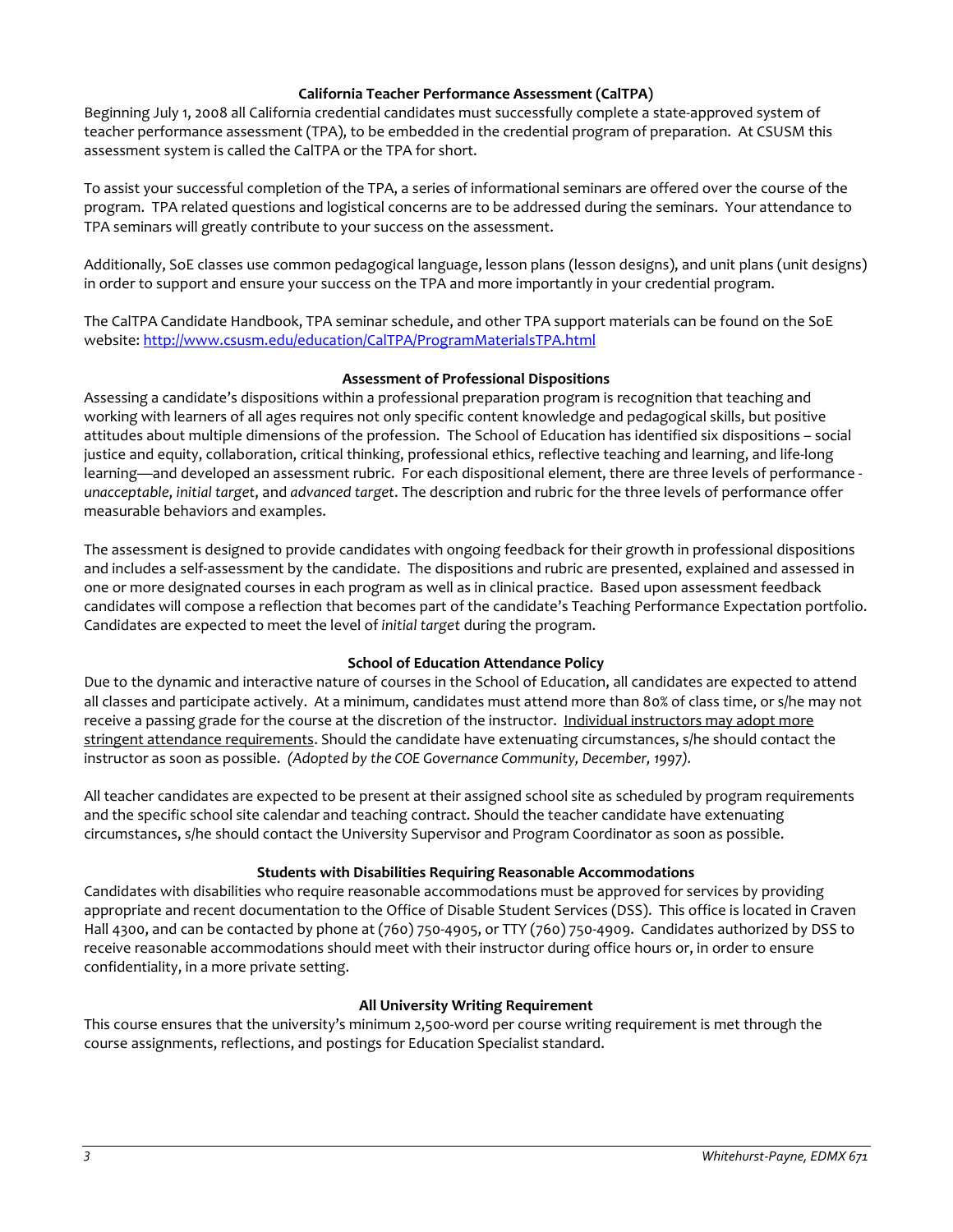### California Teacher Performance Assessment (CalTPA)

Beginning July 1, 2008 all California credential candidates must successfully complete a state-approved system of teacher performance assessment (TPA), to be embedded in the credential program of preparation. At CSUSM this assessment system is called the CalTPA or the TPA for short.

To assist your successful completion of the TPA, a series of informational seminars are offered over the course of the program. TPA related questions and logistical concerns are to be addressed during the seminars. Your attendance to TPA seminars will greatly contribute to your success on the assessment.

Additionally, SoE classes use common pedagogical language, lesson plans (lesson designs), and unit plans (unit designs) in order to support and ensure your success on the TPA and more importantly in your credential program.

The CalTPA Candidate Handbook, TPA seminar schedule, and other TPA support materials can be found on the SoE website: http://www.csusm.edu/education/CalTPA/ProgramMaterialsTPA.html

### Assessment of Professional Dispositions

Assessing a candidate's dispositions within a professional preparation program is recognition that teaching and working with learners of all ages requires not only specific content knowledge and pedagogical skills, but positive attitudes about multiple dimensions of the profession. The School of Education has identified six dispositions – social justice and equity, collaboration, critical thinking, professional ethics, reflective teaching and learning, and life-long learning—and developed an assessment rubric. For each dispositional element, there are three levels of performance - *unacceptable*, *initial target*, and *advanced target*. The description and rubric for the three levels of performance offer measurable behaviors and examples.

The assessment is designed to provide candidates with ongoing feedback for their growth in professional dispositions and includes a self-assessment by the candidate. The dispositions and rubric are presented, explained and assessed in one or more designated courses in each program as well as in clinical practice. Based upon assessment feedback candidates will compose a reflection that becomes part of the candidate's Teaching Performance Expectation portfolio. Candidates are expected to meet the level of *initial target* during the program.

### School of Education Attendance Policy

Due to the dynamic and interactive nature of courses in the School of Education, all candidates are expected to attend all classes and participate actively. At a minimum, candidates must attend more than 80% of class time, or s/he may not receive a passing grade for the course at the discretion of the instructor. Individual instructors may adopt more stringent attendance requirements. Should the candidate have extenuating circumstances, s/he should contact the instructor as soon as possible. *(Adopted by the COE Governance Community, December, 1997).*

All teacher candidates are expected to be present at their assigned school site as scheduled by program requirements and the specific school site calendar and teaching contract. Should the teacher candidate have extenuating circumstances, s/he should contact the University Supervisor and Program Coordinator as soon as possible.

### Students with Disabilities Requiring Reasonable Accommodations

Candidates with disabilities who require reasonable accommodations must be approved for services by providing appropriate and recent documentation to the Office of Disable Student Services (DSS). This office is located in Craven Hall 4300, and can be contacted by phone at (760) 750-4905, or TTY (760) 750-4909. Candidates authorized by DSS to receive reasonable accommodations should meet with their instructor during office hours or, in order to ensure confidentiality, in a more private setting.

### All University Writing Requirement

This course ensures that the university's minimum 2,500-word per course writing requirement is met through the course assignments, reflections, and postings for Education Specialist standard.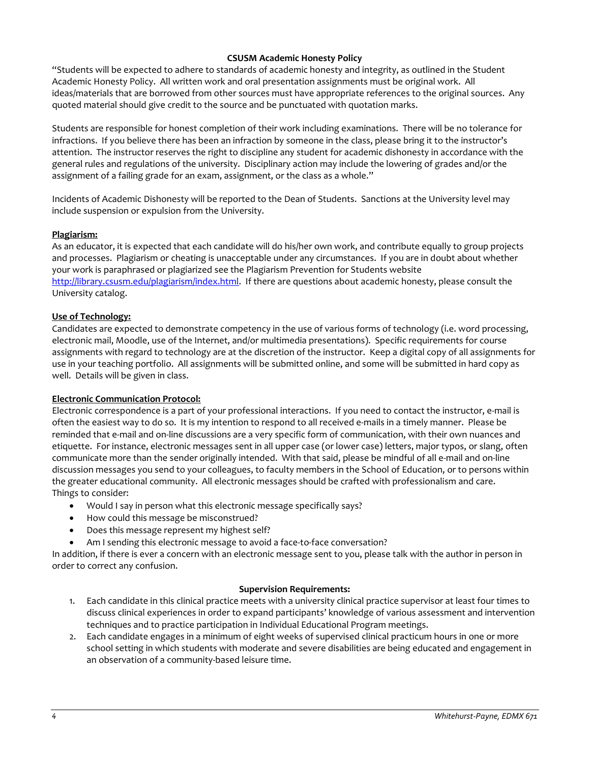### CSUSM Academic Honesty Policy

"Students will be expected to adhere to standards of academic honesty and integrity, as outlined in the Student Academic Honesty Policy. All written work and oral presentation assignments must be original work. All ideas/materials that are borrowed from other sources must have appropriate references to the original sources. Any quoted material should give credit to the source and be punctuated with quotation marks.

Students are responsible for honest completion of their work including examinations. There will be no tolerance for infractions. If you believe there has been an infraction by someone in the class, please bring it to the instructor's attention. The instructor reserves the right to discipline any student for academic dishonesty in accordance with the general rules and regulations of the university. Disciplinary action may include the lowering of grades and/or the assignment of a failing grade for an exam, assignment, or the class as a whole."

Incidents of Academic Dishonesty will be reported to the Dean of Students. Sanctions at the University level may include suspension or expulsion from the University.

**Plagiarism:**

As an educator, it is expected that each candidate will do his/her own work, and contribute equally to group projects and processes. Plagiarism or cheating is unacceptable under any circumstances. If you are in doubt about whether your work is paraphrased or plagiarized see the Plagiarism Prevention for Students website http://library.csusm.edu/plagiarism/index.html. If there are questions about academic honesty, please consult the University catalog.

**Use of Technology:**

Candidates are expected to demonstrate competency in the use of various forms of technology (i.e. word processing, electronic mail, Moodle, use of the Internet, and/or multimedia presentations). Specific requirements for course assignments with regard to technology are at the discretion of the instructor. Keep a digital copy of all assignments for use in your teaching portfolio. All assignments will be submitted online, and some will be submitted in hard copy as well. Details will be given in class.

**Electronic Communication Protocol:**

Electronic correspondence is a part of your professional interactions. If you need to contact the instructor, e-mail is often the easiest way to do so. It is my intention to respond to all received e-mails in a timely manner. Please be reminded that e-mail and on-line discussions are a very specific form of communication, with their own nuances and etiquette. For instance, electronic messages sent in all upper case (or lower case) letters, major typos, or slang, often communicate more than the sender originally intended. With that said, please be mindful of all e-mail and on-line discussion messages you send to your colleagues, to faculty members in the School of Education, or to persons within the greater educational community. All electronic messages should be crafted with professionalism and care.
Things to consider:

- Would I say in person what this electronic message specifically says?
- How could this message be misconstrued?
- Does this message represent my highest self?
- Am I sending this electronic message to avoid a face-to-face conversation?

In addition, if there is ever a concern with an electronic message sent to you, please talk with the author in person in order to correct any confusion.

### Supervision Requirements:

1. Each candidate in this clinical practice meets with a university clinical practice supervisor at least four times to discuss clinical experiences in order to expand participants' knowledge of various assessment and intervention techniques and to practice participation in Individual Educational Program meetings.
2. Each candidate engages in a minimum of eight weeks of supervised clinical practicum hours in one or more school setting in which students with moderate and severe disabilities are being educated and engagement in an observation of a community-based leisure time.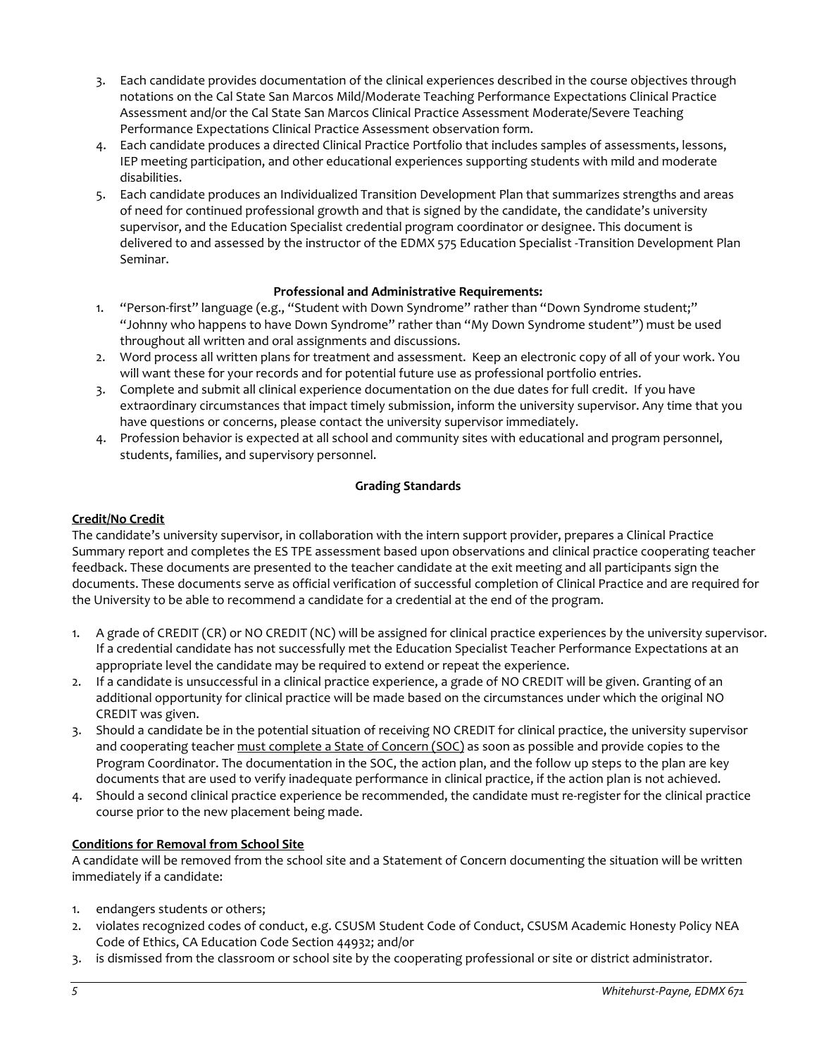3. Each candidate provides documentation of the clinical experiences described in the course objectives through notations on the Cal State San Marcos Mild/Moderate Teaching Performance Expectations Clinical Practice Assessment and/or the Cal State San Marcos Clinical Practice Assessment Moderate/Severe Teaching Performance Expectations Clinical Practice Assessment observation form.
4. Each candidate produces a directed Clinical Practice Portfolio that includes samples of assessments, lessons, IEP meeting participation, and other educational experiences supporting students with mild and moderate disabilities.
5. Each candidate produces an Individualized Transition Development Plan that summarizes strengths and areas of need for continued professional growth and that is signed by the candidate, the candidate's university supervisor, and the Education Specialist credential program coordinator or designee. This document is delivered to and assessed by the instructor of the EDMX 575 Education Specialist -Transition Development Plan Seminar.

**Professional and Administrative Requirements:**

1. "Person-first" language (e.g., "Student with Down Syndrome" rather than "Down Syndrome student;" "Johnny who happens to have Down Syndrome" rather than "My Down Syndrome student") must be used throughout all written and oral assignments and discussions.
2. Word process all written plans for treatment and assessment. Keep an electronic copy of all of your work. You will want these for your records and for potential future use as professional portfolio entries.
3. Complete and submit all clinical experience documentation on the due dates for full credit. If you have extraordinary circumstances that impact timely submission, inform the university supervisor. Any time that you have questions or concerns, please contact the university supervisor immediately.
4. Profession behavior is expected at all school and community sites with educational and program personnel, students, families, and supervisory personnel.

## Grading Standards

### Credit/No Credit

The candidate's university supervisor, in collaboration with the intern support provider, prepares a Clinical Practice Summary report and completes the ES TPE assessment based upon observations and clinical practice cooperating teacher feedback. These documents are presented to the teacher candidate at the exit meeting and all participants sign the documents. These documents serve as official verification of successful completion of Clinical Practice and are required for the University to be able to recommend a candidate for a credential at the end of the program.

1. A grade of CREDIT (CR) or NO CREDIT (NC) will be assigned for clinical practice experiences by the university supervisor. If a credential candidate has not successfully met the Education Specialist Teacher Performance Expectations at an appropriate level the candidate may be required to extend or repeat the experience.
2. If a candidate is unsuccessful in a clinical practice experience, a grade of NO CREDIT will be given. Granting of an additional opportunity for clinical practice will be made based on the circumstances under which the original NO CREDIT was given.
3. Should a candidate be in the potential situation of receiving NO CREDIT for clinical practice, the university supervisor and cooperating teacher must complete a State of Concern (SOC) as soon as possible and provide copies to the Program Coordinator. The documentation in the SOC, the action plan, and the follow up steps to the plan are key documents that are used to verify inadequate performance in clinical practice, if the action plan is not achieved.
4. Should a second clinical practice experience be recommended, the candidate must re-register for the clinical practice course prior to the new placement being made.

### Conditions for Removal from School Site

A candidate will be removed from the school site and a Statement of Concern documenting the situation will be written immediately if a candidate:

1. endangers students or others;
2. violates recognized codes of conduct, e.g. CSUSM Student Code of Conduct, CSUSM Academic Honesty Policy NEA Code of Ethics, CA Education Code Section 44932; and/or
3. is dismissed from the classroom or school site by the cooperating professional or site or district administrator.